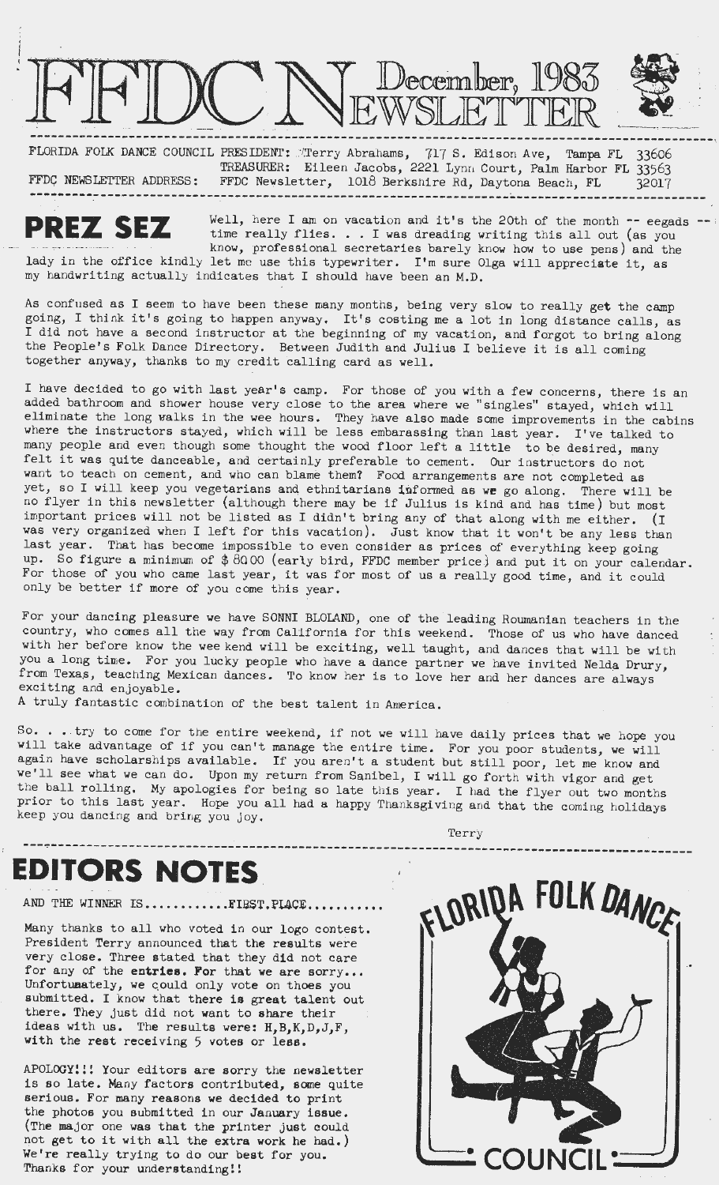# FFDC NEWSLETTER December, 1983

FLORIDA FOLK DANCE COUNCIL PRESIDENT: Terry Abrahams, 717 S. Edison Ave, Tampa FL 33606
TREASURER: Eileen Jacobs, 2221 Lynn Court, Palm Harbor FL 33563
FFDC NEWSLETTER ADDRESS: FFDC Newsletter, 1018 Berkshire Rd, Daytona Beach, FL 32017

## PREZ SEZ

Well, here I am on vacation and it's the 20th of the month -- eegads -- time really flies. . . I was dreading writing this all out (as you know, professional secretaries barely know how to use pens) and the lady in the office kindly let me use this typewriter. I'm sure Olga will appreciate it, as my handwriting actually indicates that I should have been an M.D.

As confused as I seem to have been these many months, being very slow to really get the camp going, I think it's going to happen anyway. It's costing me a lot in long distance calls, as I did not have a second instructor at the beginning of my vacation, and forgot to bring along the People's Folk Dance Directory. Between Judith and Julius I believe it is all coming together anyway, thanks to my credit calling card as well.

I have decided to go with last year's camp. For those of you with a few concerns, there is an added bathroom and shower house very close to the area where we "singles" stayed, which will eliminate the long walks in the wee hours. They have also made some improvements in the cabins where the instructors stayed, which will be less embarassing than last year. I've talked to many people and even though some thought the wood floor left a little to be desired, many felt it was quite danceable, and certainly preferable to cement. Our instructors do not want to teach on cement, and who can blame them? Food arrangements are not completed as yet, so I will keep you vegetarians and ethnitarians informed as we go along. There will be no flyer in this newsletter (although there may be if Julius is kind and has time) but most important prices will not be listed as I didn't bring any of that along with me either. (I was very organized when I left for this vacation). Just know that it won't be any less than last year. That has become impossible to even consider as prices of everything keep going up. So figure a minimum of $ 80.00 (early bird, FFDC member price) and put it on your calendar. For those of you who came last year, it was for most of us a really good time, and it could only be better if more of you come this year.

For your dancing pleasure we have SONNI BLOLAND, one of the leading Roumanian teachers in the country, who comes all the way from California for this weekend. Those of us who have danced with her before know the wee kend will be exciting, well taught, and dances that will be with you a long time. For you lucky people who have a dance partner we have invited Nelda Drury, from Texas, teaching Mexican dances. To know her is to love her and her dances are always exciting and enjoyable.
A truly fantastic combination of the best talent in America.

So. . . try to come for the entire weekend, if not we will have daily prices that we hope you will take advantage of if you can't manage the entire time. For you poor students, we will again have scholarships available. If you aren't a student but still poor, let me know and we'll see what we can do. Upon my return from Sanibel, I will go forth with vigor and get the ball rolling. My apologies for being so late this year. I had the flyer out two months prior to this last year. Hope you all had a happy Thanksgiving and that the coming holidays keep you dancing and bring you joy.

Terry

## EDITORS NOTES

AND THE WINNER IS............FIRST PLACE...........

Many thanks to all who voted in our logo contest. President Terry announced that the results were very close. Three stated that they did not care for any of the entries. For that we are sorry... Unfortunately, we could only vote on thoes you submitted. I know that there is great talent out there. They just did not want to share their ideas with us. The results were: H,B,K,D,J,F, with the rest receiving 5 votes or less.

APOLOGY!!! Your editors are sorry the newsletter is so late. Many factors contributed, some quite serious. For many reasons we decided to print the photos you submitted in our January issue. (The major one was that the printer just could not get to it with all the extra work he had.) We're really trying to do our best for you. Thanks for your understanding!!

FLORIDA FOLK DANCE COUNCIL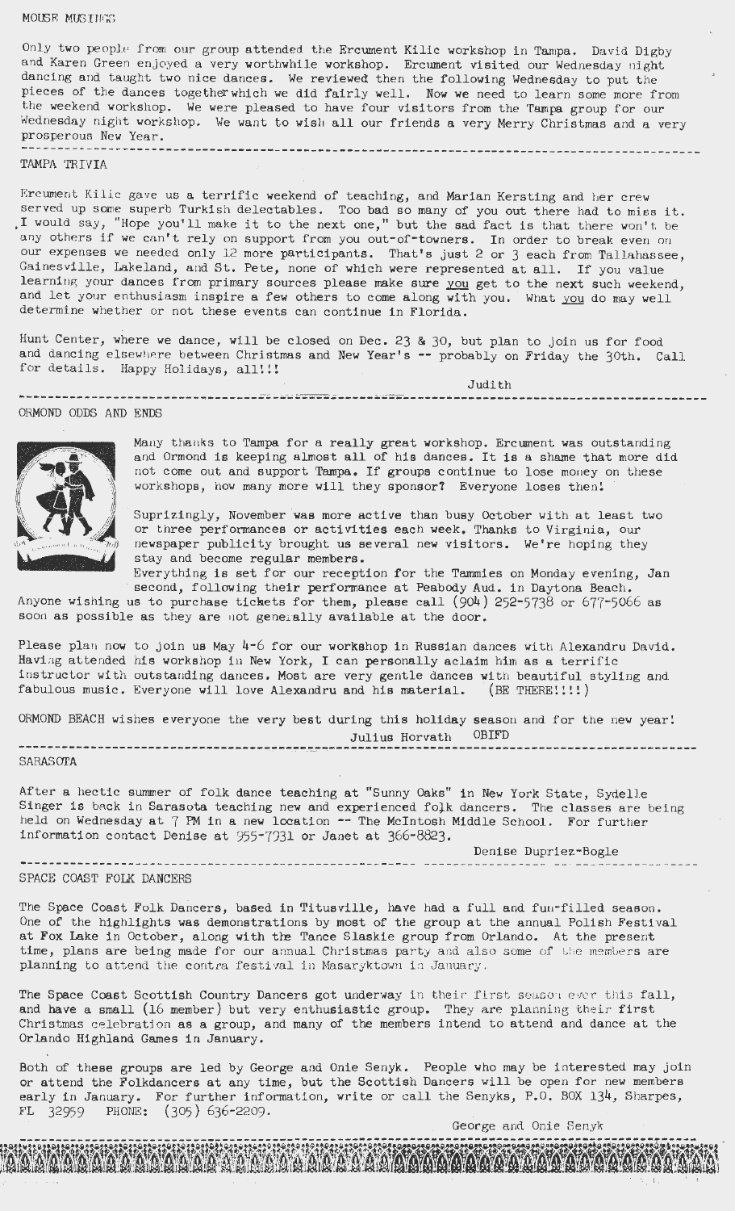## MOUSE MUSINGS

Only two people from our group attended the Ercument Kilic workshop in Tampa. David Digby and Karen Green enjoyed a very worthwhile workshop. Ercument visited our Wednesday night dancing and taught two nice dances. We reviewed then the following Wednesday to put the pieces of the dances together which we did fairly well. Now we need to learn some more from the weekend workshop. We were pleased to have four visitors from the Tampa group for our Wednesday night workshop. We want to wish all our friends a very Merry Christmas and a very prosperous New Year.

---

## TAMPA TRIVIA

Ercument Kilic gave us a terrific weekend of teaching, and Marian Kersting and her crew served up some superb Turkish delectables. Too bad so many of you out there had to miss it. I would say, "Hope you'll make it to the next one," but the sad fact is that there won't be any others if we can't rely on support from you out-of-towners. In order to break even on our expenses we needed only 12 more participants. That's just 2 or 3 each from Tallahassee, Gainesville, Lakeland, and St. Pete, none of which were represented at all. If you value learning your dances from primary sources please make sure <u>you</u> get to the next such weekend, and let your enthusiasm inspire a few others to come along with you. What <u>you</u> do may well determine whether or not these events can continue in Florida.

Hunt Center, where we dance, will be closed on Dec. 23 & 30, but plan to join us for food and dancing elsewhere between Christmas and New Year's -- probably on Friday the 30th. Call for details. Happy Holidays, all!!!

Judith

---

## ORMOND ODDS AND ENDS

Many thanks to Tampa for a really great workshop. Ercument was outstanding and Ormond is keeping almost all of his dances. It is a shame that more did not come out and support Tampa. If groups continue to lose money on these workshops, how many more will they sponsor? Everyone loses then!

Suprizingly, November was more active than busy October with at least two or three performances or activities each week. Thanks to Virginia, our newspaper publicity brought us several new visitors. We're hoping they stay and become regular members.

Everything is set for our reception for the Tammies on Monday evening, Jan second, following their performance at Peabody Aud. in Daytona Beach. Anyone wishing us to purchase tickets for them, please call (904) 252-5738 or 677-5066 as soon as possible as they are not generally available at the door.

Please plan now to join us May 4-6 for our workshop in Russian dances with Alexandru David. Having attended his workshop in New York, I can personally aclaim him as a terrific instructor with outstanding dances. Most are very gentle dances with beautiful styling and fabulous music. Everyone will love Alexandru and his material. (BE THERE!!!!)

ORMOND BEACH wishes everyone the very best during this holiday season and for the new year!

Julius Horvath OBIFD

---

## SARASOTA

After a hectic summer of folk dance teaching at "Sunny Oaks" in New York State, Sydelle Singer is back in Sarasota teaching new and experienced folk dancers. The classes are being held on Wednesday at 7 PM in a new location -- The McIntosh Middle School. For further information contact Denise at 955-7931 or Janet at 366-8823.

Denise Dupriez-Bogle

---

## SPACE COAST FOLK DANCERS

The Space Coast Folk Dancers, based in Titusville, have had a full and fun-filled season. One of the highlights was demonstrations by most of the group at the annual Polish Festival at Fox Lake in October, along with the Tance Slaskie group from Orlando. At the present time, plans are being made for our annual Christmas party and also some of the members are planning to attend the contra festival in Masaryktown in January.

The Space Coast Scottish Country Dancers got underway in their first season ever this fall, and have a small (16 member) but very enthusiastic group. They are planning their first Christmas celebration as a group, and many of the members intend to attend and dance at the Orlando Highland Games in January.

Both of these groups are led by George and Onie Senyk. People who may be interested may join or attend the Folkdancers at any time, but the Scottish Dancers will be open for new members early in January. For further information, write or call the Senyks, P.O. BOX 134, Sharpes, FL 32959 PHONE: (305) 636-2209.

George and Onie Senyk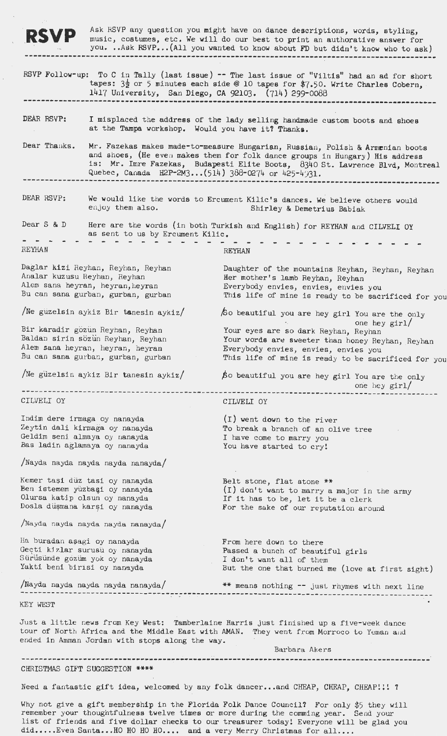# RSVP

Ask RSVP any question you might have on dance descriptions, words, styling, music, costumes, etc. We will do our best to print an authorative answer for you. ..Ask RSVP...(All you wanted to know about FD but didn't know who to ask)

---

RSVP Follow-up: To C in Tally (last issue) -- The last issue of "Viltis" had an ad for short tapes: 3½ or 5 minutes each side @ 10 tapes for $7.50. Write Charles Cobern, 1417 University, San Diego, CA 92103. (714) 299-0088

---

DEAR RSVP: I misplaced the address of the lady selling handmade custom boots and shoes at the Tampa workshop. Would you have it? Thanks.

Dear Thanks. Mr. Fazekas makes made-to-measure Hungarian, Russian, Polish & Armenian boots and shoes, (He even makes them for folk dance groups in Hungary) His address is: Mr. Imre Fazekas, Budapesti Elite Boots, 8340 St. Lawrence Blvd, Montreal Quebec, Canada H2P-2M3...(514) 388-0274 or 425-4931.

---

DEAR RSVP: We would like the words to Ercument Kilic's dances. We believe others would enjoy them also.

Shirley & Demetrius Babiak

Dear S & D Here are the words (in both Turkish and English) for REYHAN and CILVELI OY as sent to us by Ercument Kilic.

---

| REYHAN | REYHAN |
|---|---|
| Daglar kizi Reyhan, Reyhan, Reyhan | Daughter of the mountains Reyhan, Reyhan, Reyhan |
| Analar kuzusu Reyhan, Reyhan | Her mother's lamb Reyhan, Reyhan |
| Alem sana heyran, heyran, heyran | Everybody envies, envies, envies you |
| Bu can sana gurban, gurban, gurban | This life of mine is ready to be sacrificed for you |
| /Ne güzelsin aykiz Bir tanesin aykiz/ | /So beautiful you are hey girl You are the only one hey girl/ |
| Bir karadir gözün Reyhan, Reyhan | Your eyes are so dark Reyhan, Reyhan |
| Baldan sirin sözün Reyhan, Reyhan | Your words are sweeter than honey Reyhan, Reyhan |
| Alem sana heyran, heyran, heyran | Everybody envies, envies, envies you |
| Bu can sana gurban, gurban, gurban | This life of mine is ready to be sacrificed for you |
| /Ne güzelsin aykiz Bir tanesin aykiz/ | /So beautiful you are hey girl You are the only one hey girl/ |

---

| CILVELI OY | CILVELI OY |
|---|---|
| Indim dere irmaga oy nanayda | (I) went down to the river |
| Zeytin dali kirmaga oy nanayda | To break a branch of an olive tree |
| Geldim seni almaya oy nanayda | I have come to marry you |
| Bas ladin aglamaya oy nanayda | You have started to cry! |
| /Nayda nayda nayda nayda nanayda/ | |
| Kemer taşi düz tasi oy nanayda | Belt stone, flat stone ** |
| Ben istemem yüzbaşi oy nanayda | (I) don't want to marry a major in the army |
| Olursa katip olsun oy nanayda | If it has to be, let it be a clerk |
| Dosla düşmana karşi oy nanayda | For the sake of our reputation around |
| /Nayda nayda nayda nayda nanayda/ | |
| Ha buradan aşagi oy nanayda | From here down to there |
| Geçti kizlar surusu oy nanayda | Passed a bunch of beautiful girls |
| Sürüsünde gozüm yok oy nanayda | I don't want all of them |
| Yakti beni birisi oy nanayda | But the one that burned me (love at first sight) |
| /Nayda nayda nayda nayda nanayda/ | ** means nothing -- just rhymes with next line |

---

KEY WEST

Just a little news from Key West: Tamberlaine Harris just finished up a five-week dance tour of North Africa and the Middle East with AMAN. They went from Morroco to Yeman and ended in Amman Jordan with stops along the way.

Barbara Akers

---

CHRISTMAS GIFT SUGGESTION ****

Need a fantastic gift idea, welcomed by any folk dancer...and CHEAP, CHEAP, CHEAP!!! ?

Why not give a gift membership in the Florida Folk Dance Council? For only $5 they will remember your thoughtfulness twelve times or more during the comming year. Send your list of friends and five dollar checks to our treasurer today! Everyone will be glad you did.....Even Santa...HO HO HO HO.... and a very Merry Christmas for all....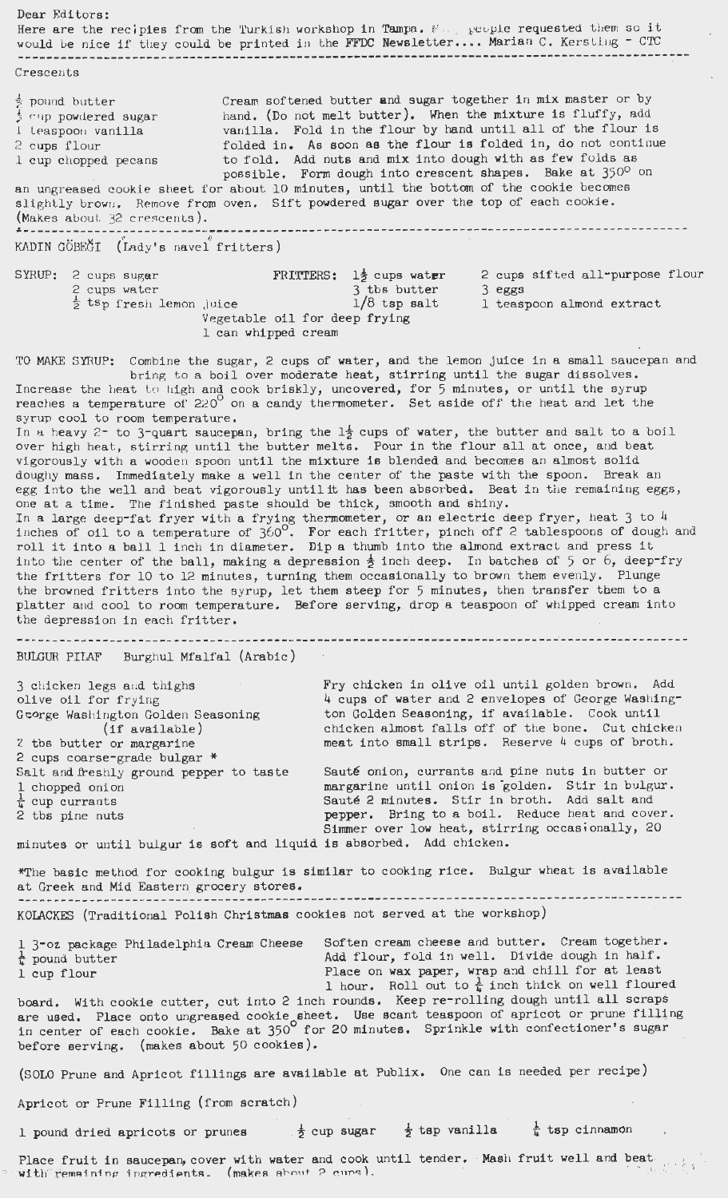Dear Editors:
Here are the recipies from the Turkish workshop in Tampa. Many people requested them so it would be nice if they could be printed in the FFDC Newsletter.... Marian C. Kersting - CTC

---

## Crescents

- ½ pound butter
- ¾ cup powdered sugar
- 1 teaspoon vanilla
- 2 cups flour
- 1 cup chopped pecans

Cream softened butter and sugar together in mix master or by hand. (Do not melt butter). When the mixture is fluffy, add vanilla. Fold in the flour by hand until all of the flour is folded in. As soon as the flour is folded in, do not continue to fold. Add nuts and mix into dough with as few folds as possible. Form dough into crescent shapes. Bake at 350° on an ungreased cookie sheet for about 10 minutes, until the bottom of the cookie becomes slightly brown. Remove from oven. Sift powdered sugar over the top of each cookie. (Makes about 32 crescents).

---

## KADIN GÖBEĞI (Lady's navel fritters)

SYRUP:
- 2 cups sugar
- 2 cups water
- ½ tsp fresh lemon juice

FRITTERS:
- 1½ cups water
- 3 tbs butter
- 1/8 tsp salt
- 2 cups sifted all-purpose flour
- 3 eggs
- 1 teaspoon almond extract

Vegetable oil for deep frying
1 can whipped cream

TO MAKE SYRUP: Combine the sugar, 2 cups of water, and the lemon juice in a small saucepan and bring to a boil over moderate heat, stirring until the sugar dissolves. Increase the heat to high and cook briskly, uncovered, for 5 minutes, or until the syrup reaches a temperature of 220° on a candy thermometer. Set aside off the heat and let the syrup cool to room temperature.

In a heavy 2- to 3-quart saucepan, bring the 1½ cups of water, the butter and salt to a boil over high heat, stirring until the butter melts. Pour in the flour all at once, and beat vigorously with a wooden spoon until the mixture is blended and becomes an almost solid doughy mass. Immediately make a well in the center of the paste with the spoon. Break an egg into the well and beat vigorously until it has been absorbed. Beat in the remaining eggs, one at a time. The finished paste should be thick, smooth and shiny.

In a large deep-fat fryer with a frying thermometer, or an electric deep fryer, heat 3 to 4 inches of oil to a temperature of 360°. For each fritter, pinch off 2 tablespoons of dough and roll it into a ball 1 inch in diameter. Dip a thumb into the almond extract and press it into the center of the ball, making a depression ½ inch deep. In batches of 5 or 6, deep-fry the fritters for 10 to 12 minutes, turning them occasionally to brown them evenly. Plunge the browned fritters into the syrup, let them steep for 5 minutes, then transfer them to a platter and cool to room temperature. Before serving, drop a teaspoon of whipped cream into the depression in each fritter.

---

## BULGUR PILAF Burghul Mfalfal (Arabic)

- 3 chicken legs and thighs
- olive oil for frying
- George Washington Golden Seasoning (if available)
- 2 tbs butter or margarine
- 2 cups coarse-grade bulgar *
- Salt and freshly ground pepper to taste
- 1 chopped onion
- ¼ cup currants
- 2 tbs pine nuts

Fry chicken in olive oil until golden brown. Add 4 cups of water and 2 envelopes of George Washington Golden Seasoning, if available. Cook until chicken almost falls off of the bone. Cut chicken meat into small strips. Reserve 4 cups of broth.

Sauté onion, currants and pine nuts in butter or margarine until onion is golden. Stir in bulgur. Sauté 2 minutes. Stir in broth. Add salt and pepper. Bring to a boil. Reduce heat and cover. Simmer over low heat, stirring occasionally, 20 minutes or until bulgur is soft and liquid is absorbed. Add chicken.

*The basic method for cooking bulgur is similar to cooking rice. Bulgur wheat is available at Greek and Mid Eastern grocery stores.

---

## KOLACKES (Traditional Polish Christmas cookies not served at the workshop)

- 1 3-oz package Philadelphia Cream Cheese
- ¼ pound butter
- 1 cup flour

Soften cream cheese and butter. Cream together. Add flour, fold in well. Divide dough in half. Place on wax paper, wrap and chill for at least 1 hour. Roll out to ¼ inch thick on well floured board. With cookie cutter, cut into 2 inch rounds. Keep re-rolling dough until all scraps are used. Place onto ungreased cookie sheet. Use scant teaspoon of apricot or prune filling in center of each cookie. Bake at 350° for 20 minutes. Sprinkle with confectioner's sugar before serving. (makes about 50 cookies).

(SOLO Prune and Apricot fillings are available at Publix. One can is needed per recipe)

Apricot or Prune Filling (from scratch)

- 1 pound dried apricots or prunes
- ½ cup sugar
- ½ tsp vanilla
- ¼ tsp cinnamon

Place fruit in saucepan, cover with water and cook until tender. Mash fruit well and beat with remaining ingredients. (makes about 2 cups).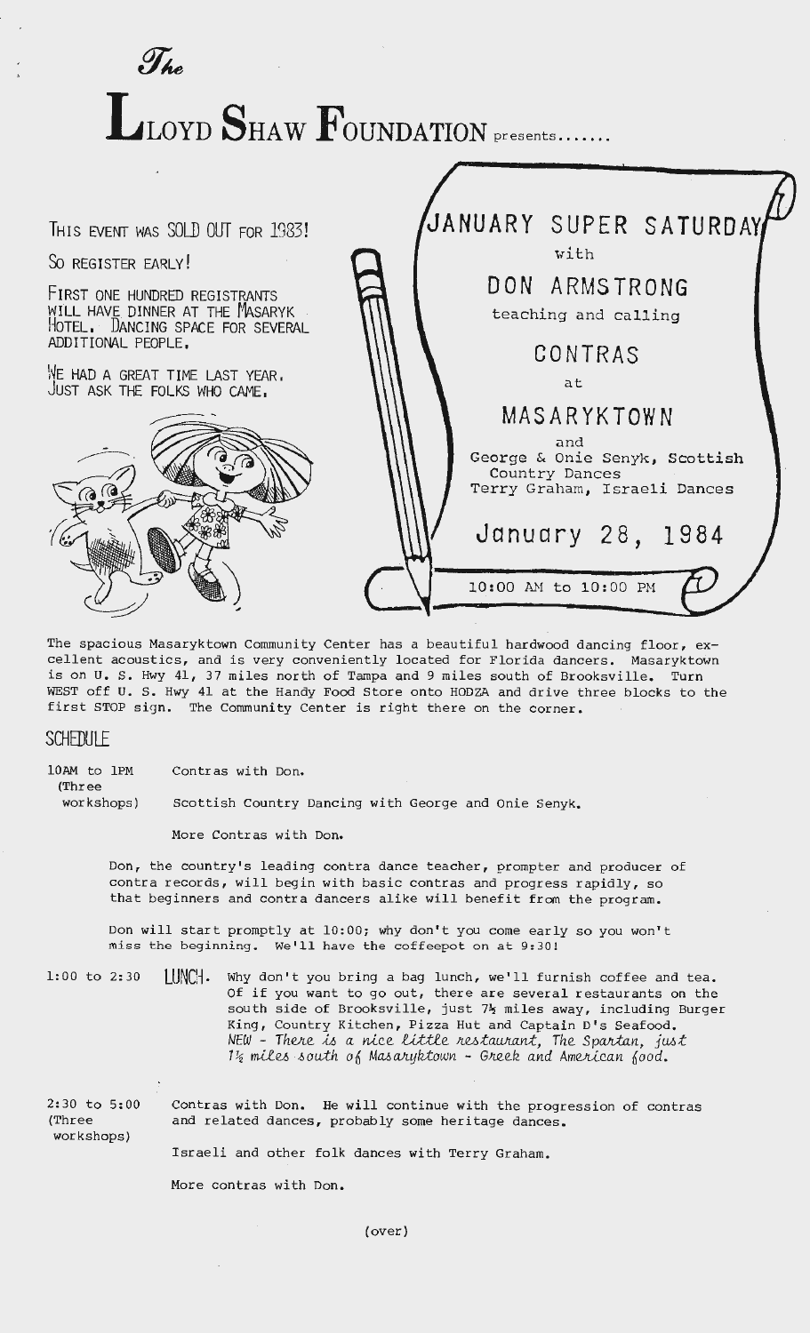*The*

# LLOYD SHAW FOUNDATION presents.......

THIS EVENT WAS SOLD OUT FOR 1983!

SO REGISTER EARLY!

FIRST ONE HUNDRED REGISTRANTS WILL HAVE DINNER AT THE MASARYK HOTEL. DANCING SPACE FOR SEVERAL ADDITIONAL PEOPLE.

WE HAD A GREAT TIME LAST YEAR. JUST ASK THE FOLKS WHO CAME.

## JANUARY SUPER SATURDAY

with

## DON ARMSTRONG

teaching and calling

## CONTRAS

at

## MASARYKTOWN

and

George & Onie Senyk, Scottish Country Dances

Terry Graham, Israeli Dances

## January 28, 1984

10:00 AM to 10:00 PM

The spacious Masaryktown Community Center has a beautiful hardwood dancing floor, excellent acoustics, and is very conveniently located for Florida dancers. Masaryktown is on U. S. Hwy 41, 37 miles north of Tampa and 9 miles south of Brooksville. Turn WEST off U. S. Hwy 41 at the Handy Food Store onto HODZA and drive three blocks to the first STOP sign. The Community Center is right there on the corner.

## SCHEDULE

10AM to 1PM (Three workshops)

Contras with Don.

Scottish Country Dancing with George and Onie Senyk.

More Contras with Don.

Don, the country's leading contra dance teacher, prompter and producer of contra records, will begin with basic contras and progress rapidly, so that beginners and contra dancers alike will benefit from the program.

Don will start promptly at 10:00; why don't you come early so you won't miss the beginning. We'll have the coffeepot on at 9:30!

1:00 to 2:30 **LUNCH.** Why don't you bring a bag lunch, we'll furnish coffee and tea. Of if you want to go out, there are several restaurants on the south side of Brooksville, just 7½ miles away, including Burger King, Country Kitchen, Pizza Hut and Captain D's Seafood. *NEW - There is a nice little restaurant, The Spartan, just 1½ miles south of Masaryktown - Greek and American food.*

2:30 to 5:00 (Three workshops)

Contras with Don. He will continue with the progression of contras and related dances, probably some heritage dances.

Israeli and other folk dances with Terry Graham.

More contras with Don.

(over)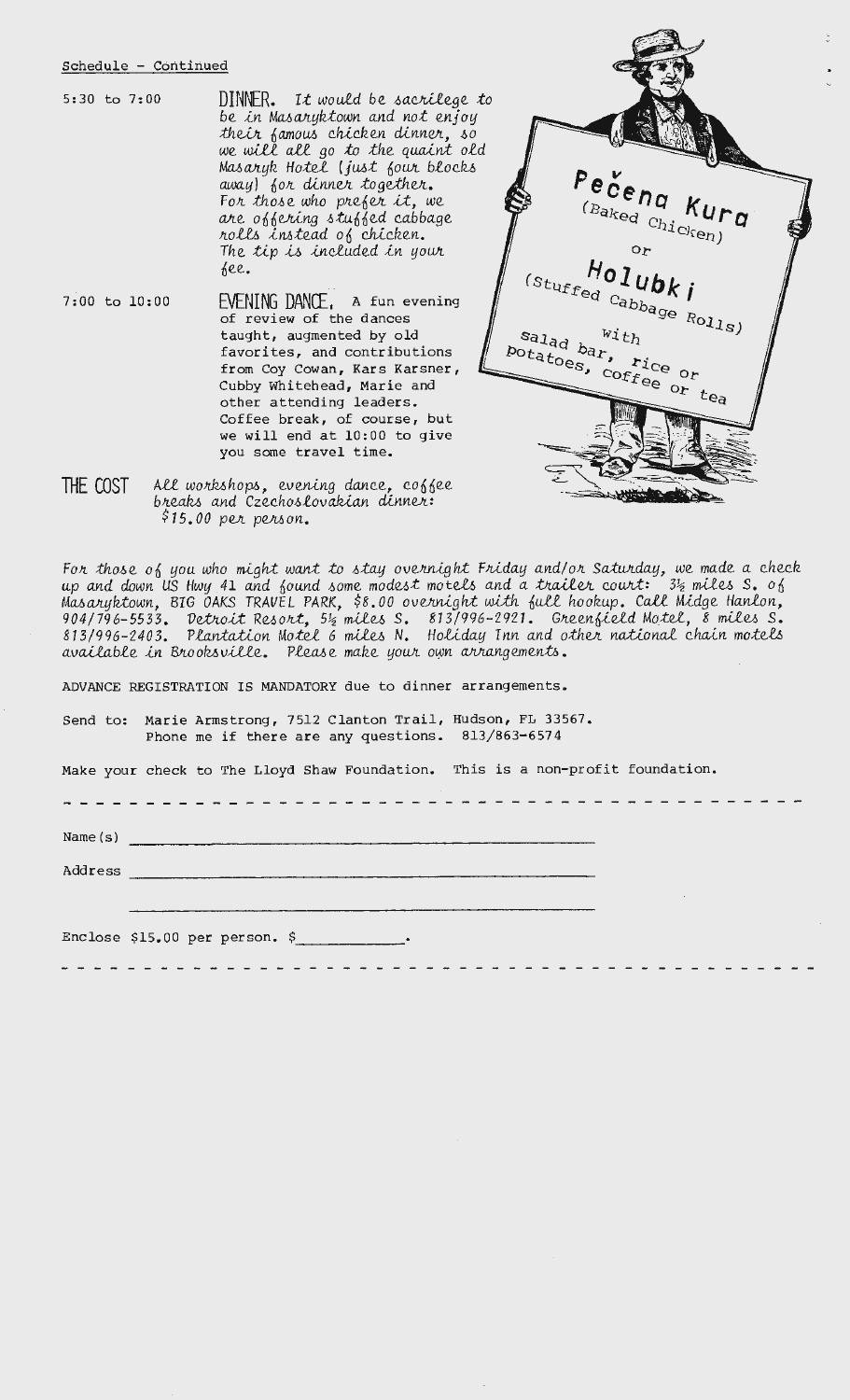Schedule - Continued

5:30 to 7:00 **DINNER.** *It would be sacrilege to be in Masaryktown and not enjoy their famous chicken dinner, so we will all go to the quaint old Masaryk Hotel (just four blocks away) for dinner together. For those who prefer it, we are offering stuffed cabbage rolls instead of chicken. The tip is included in your fee.*

7:00 to 10:00 **EVENING DANCE.** A fun evening of review of the dances taught, augmented by old favorites, and contributions from Coy Cowan, Kars Karsner, Cubby Whitehead, Marie and other attending leaders. Coffee break, of course, but we will end at 10:00 to give you some travel time.

Pečena Kura (Baked Chicken) or Holubki (Stuffed Cabbage Rolls) with salad bar, potatoes, rice or coffee or tea

**THE COST** *All workshops, evening dance, coffee breaks and Czechoslovakian dinner: $15.00 per person.*

*For those of you who might want to stay overnight Friday and/or Saturday, we made a check up and down US Hwy 41 and found some modest motels and a trailer court: 3½ miles S. of Masaryktown, BIG OAKS TRAVEL PARK, $8.00 overnight with full hookup. Call Midge Hanlon, 904/796-5533. Detroit Resort, 5½ miles S. 813/996-2921. Greenfield Motel, 8 miles S. 813/996-2403. Plantation Motel 6 miles N. Holiday Inn and other national chain motels available in Brooksville. Please make your own arrangements.*

ADVANCE REGISTRATION IS MANDATORY due to dinner arrangements.

Send to: Marie Armstrong, 7512 Clanton Trail, Hudson, FL 33567.
Phone me if there are any questions. 813/863-6574

Make your check to The Lloyd Shaw Foundation. This is a non-profit foundation.

---

Name(s) ______________________________

Address ______________________________

______________________________

Enclose $15.00 per person. $__________.

---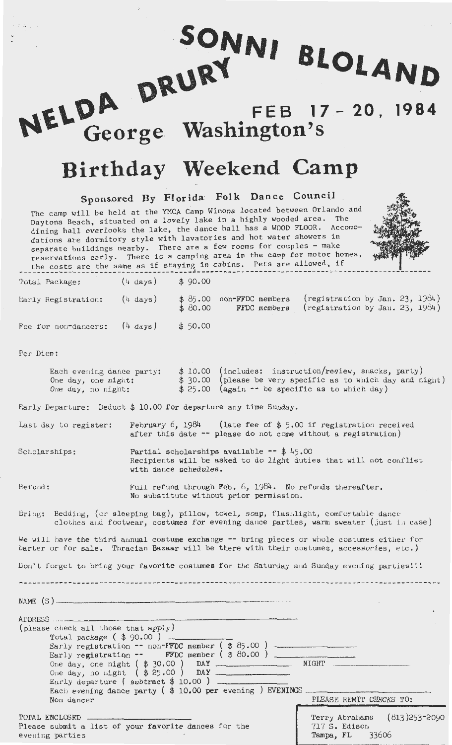# NELDA DRURY SONNI BLOLAND

## FEB 17 - 20, 1984

# George Washington's Birthday Weekend Camp

### Sponsored By Florida Folk Dance Council

The camp will be held at the YMCA Camp Winona located between Orlando and Daytona Beach, situated on a lovely lake in a highly wooded area. The dining hall overlooks the lake, the dance hall has a WOOD FLOOR. Accomodations are dormitory style with lavatories and hot water showers in separate buildings nearby. There are a few rooms for couples - make reservations early. There is a camping area in the camp for motor homes, the costs are the same as if staying in cabins. Pets are allowed, if

| | | | | |
|---|---|---|---|---|
| Total Package: | (4 days) | $ 90.00 | | |
| Early Registration: | (4 days) | $ 85.00 | non-FFDC members | (registration by Jan. 23, 1984) |
| | | $ 80.00 | FFDC members | (registration by Jan. 23, 1984) |
| Fee for non-dancers: | (4 days) | $ 50.00 | | |

Per Diem:

| | | |
|---|---|---|
| Each evening dance party: | $ 10.00 | (includes: instruction/review, snacks, party) |
| One day, one night: | $ 30.00 | (please be very specific as to which day and night) |
| One day, no night: | $ 25.00 | (again -- be specific as to which day) |

Early Departure: Deduct $ 10.00 for departure any time Sunday.

Last day to register: February 6, 1984 (late fee of $ 5.00 if registration received after this date -- please do not come without a registration)

Scholarships: Partial scholarships available -- $ 45.00
Recipients will be asked to do light duties that will not conflict with dance schedules.

Refund: Full refund through Feb. 6, 1984. No refunds thereafter.
No substitute without prior permission.

Bring: Bedding, (or sleeping bag), pillow, towel, soap, flashlight, comfortable dance clothes and footwear, costumes for evening dance parties, warm sweater (just in case)

We will have the third annual costume exchange -- bring pieces or whole costumes either for barter or for sale. Thracian Bazaar will be there with their costumes, accessories, etc.)

Don't forget to bring your favorite costumes for the Saturday and Sunday evening parties!!!

---

NAME (S) ____________________

ADDRESS ____________________

(please check all those that apply)

- Total package ( $ 90.00 ) ______
- Early registration -- non-FFDC member ( $ 85.00 ) ______
- Early registration -- FFDC member ( $ 80.00 ) ______
- One day, one night ( $ 30.00 ) DAY ______ NIGHT ______
- One day, no night ( $ 25.00 ) DAY ______
- Early departure ( subtract $ 10.00 ) ______
- Each evening dance party ( $ 10.00 per evening ) EVENINGS ______
- Non dancer

TOTAL ENCLOSED ______

Please submit a list of your favorite dances for the evening parties

PLEASE REMIT CHECKS TO:

Terry Abrahams (813)253-2090
717 S. Edison
Tampa, FL 33606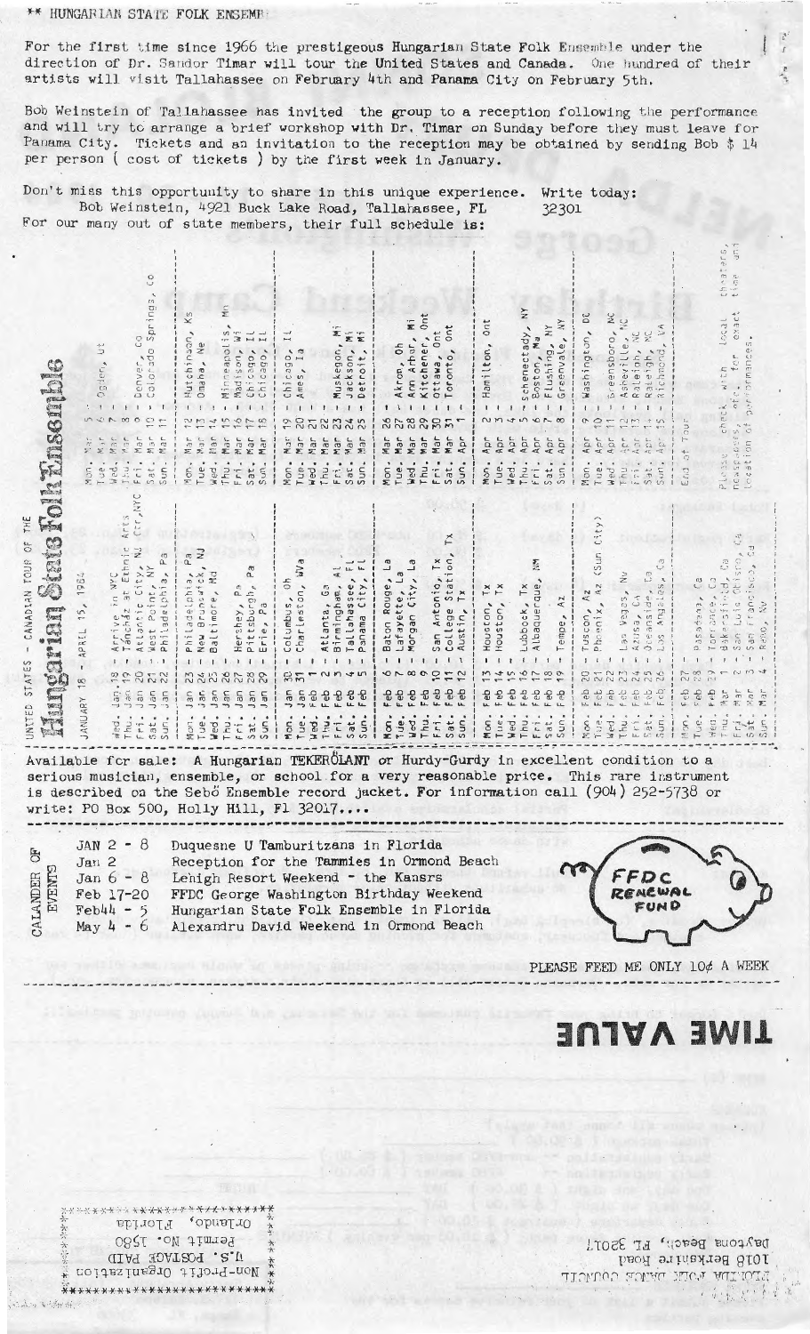** HUNGARIAN STATE FOLK ENSEMBLE

For the first time since 1966 the prestigeous Hungarian State Folk Ensemble under the direction of Dr. Sandor Timar will tour the United States and Canada. One hundred of their artists will visit Tallahassee on February 4th and Panama City on February 5th.

Bob Weinstein of Tallahassee has invited the group to a reception following the performance and will try to arrange a brief workshop with Dr. Timar on Sunday before they must leave for Panama City. Tickets and an invitation to the reception may be obtained by sending Bob $ 14 per person ( cost of tickets ) by the first week in January.

Don't miss this opportunity to share in this unique experience. Write today:
Bob Weinstein, 4921 Buck Lake Road, Tallahassee, FL 32301

For our many out of state members, their full schedule is:

UNITED STATES - CANADIAN TOUR OF THE

# Hungarian State Folk Ensemble

JANUARY 18 - APRIL 15, 1984

Wed. Jan 18 - Arrive in NYC
Thu. Jan 19 - Táncház at Ethnic Arts Ctr, NYC
Fri. Jan 20 - Atlantic City, NJ
Sat. Jan 21 - West Point, NY
Sun. Jan 22 - Philadelphia, Pa

Mon. Jan 23 - Philadelphia, Pa
Tue. Jan 24 - New Brunswick, NJ
Wed. Jan 25 - Baltimore, Md
Thu. Jan 26 -
Fri. Jan 27 - Hershey, Pa
Sat. Jan 28 - Pittsburgh, Pa
Sun. Jan 29 - Erie, Pa

Mon. Jan 30 - Columbus, Oh
Tue. Jan 31 - Charleston, WVa
Wed. Feb 1 -
Thu. Feb 2 - Atlanta, Ga
Fri. Feb 3 - Birmingham, Al
Sat. Feb 4 - Tallahassee, Fl
Sun. Feb 5 - Panama City, Fl

Mon. Feb 6 - Baton Rouge, La
Tue. Feb 7 - Lafayette, La
Wed. Feb 8 - Morgan City, La
Thu. Feb 9 -
Fri. Feb 10 - San Antonio, Tx
Sat. Feb 11 - College Station, Tx
Sun. Feb 12 - Austin, Tx

Mon. Feb 13 - Houston, Tx
Tue. Feb 14 - Houston, Tx
Wed. Feb 15 -
Thu. Feb 16 - Lubbock, Tx
Fri. Feb 17 - Albuquerque, NM
Sat. Feb 18 -
Sun. Feb 19 - Tempe, Az

Mon. Feb 20 - Tuscon, Az
Tue. Feb 21 - Phoenix, Az (Sun City)
Wed. Feb 22 -
Thu. Feb 23 - Las Vegas, Nv
Fri. Feb 24 - Azusa, Ca
Sat. Feb 25 - Oceanside, Ca
Sun. Feb 26 - Los Angeles, Ca

Mon. Feb 27 - Pasadena, Ca
Tue. Feb 28 - Torrance, Ca
Wed. Feb 29 - Bakersfield, Ca
Thu. Mar 1 - San Luis Obispo, Ca
Fri. Mar 2 - San Francisco, Ca
Sat. Mar 3 - Reno, Nv
Sun. Mar 4 -

Mon. Mar 5 - Ogden, Ut
Tue. Mar 6 -
Wed. Mar 7 - Denver, Co
Thu. Mar 8 - Colorado Springs, Co
Fri. Mar 9 -
Sat. Mar 10 -
Sun. Mar 11 -

Mon. Mar 12 - Hutchinson, Ks
Tue. Mar 13 - Omaha, Ne
Wed. Mar 14 -
Thu. Mar 15 - Minneapolis, Mn
Fri. Mar 16 - Madison, Wi
Sat. Mar 17 - Chicago, Il
Sun. Mar 18 - Chicago, Il

Mon. Mar 19 - Chicago, Il
Tue. Mar 20 - Ames, Ia
Wed. Mar 21 -
Thu. Mar 22 -
Fri. Mar 23 - Muskegon, Mi
Sat. Mar 24 - Jackson, Mi
Sun. Mar 25 - Detroit, Mi

Mon. Mar 26 - Akron, Oh
Tue. Mar 27 - Akron, Oh
Wed. Mar 28 - Ann Arbor, Mi
Thu. Mar 29 - Kitchener, Ont
Fri. Mar 30 - Ottawa, Ont
Sat. Mar 31 - Toronto, Ont
Sun. Apr 1 -

Mon. Apr 2 - Hamilton, Ont
Tue. Apr 3 -
Wed. Apr 4 -
Thu. Apr 5 - Schenectady, NY
Fri. Apr 6 - Boston, Ma
Sat. Apr 7 - Flushing, NY
Sun. Apr 8 - Greenvale, NY

Mon. Apr 9 - Washington, DC
Tue. Apr 10 -
Wed. Apr 11 - Greensboro, NC
Thu. Apr 12 - Asheville, NC
Fri. Apr 13 - Raleigh, NC
Sat. Apr 14 - Raleigh, NC
Sun. Apr 15 - Richmond, VA

End of Tour

Please check with local theaters, newspapers, etc. for exact time and location of performances.

---

Available for sale: A Hungarian TEKERŐLANT or Hurdy-Gurdy in excellent condition to a serious musician, ensemble, or school for a very reasonable price. This rare instrument is described on the Sebő Ensemble record jacket. For information call (904) 252-5738 or write: PO Box 500, Holly Hill, Fl 32017....

---

CALANDER OF EVENTS

| | |
|---|---|
| JAN 2 - 8 | Duquesne U Tamburitzans in Florida |
| Jan 2 | Reception for the Tammies in Ormond Beach |
| Jan 6 - 8 | Lehigh Resort Weekend - the Kansrs |
| Feb 17-20 | FFDC George Washington Birthday Weekend |
| Feb 4 - 5 | Hungarian State Folk Ensemble in Florida |
| May 4 - 6 | Alexandru David Weekend in Ormond Beach |

FFDC RENEWAL FUND

PLEASE FEED ME ONLY 10¢ A WEEK

---

TIME VALUE

FLORIDA FOLK DANCE COUNCIL
1018 Berkshire Road
Daytona Beach, FL 32017

Non-Profit Organization
U.S. POSTAGE PAID
Permit No. 1580
Orlando, Florida